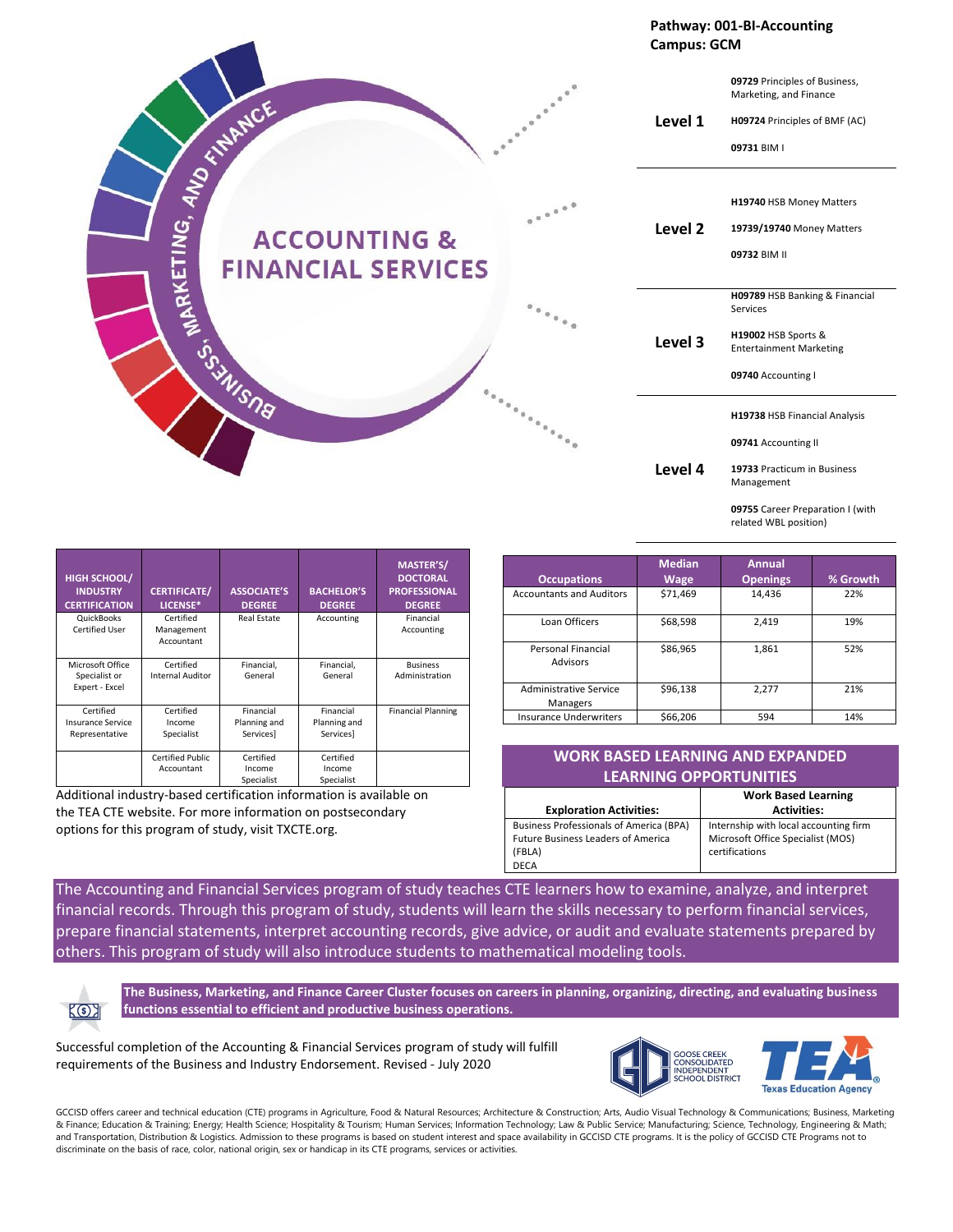# ACCOUNTING & FINANCIAL SERVICES

BUSINESS, MARKETING, AND FINANCE

**Pathway: 001-BI-Accounting**
**Campus: GCM**

| Level | Courses |
|---|---|
| **Level 1** | **09729** Principles of Business, Marketing, and Finance<br>**H09724** Principles of BMF (AC)<br>**09731** BIM I |
| **Level 2** | **H19740** HSB Money Matters<br>**19739/19740** Money Matters<br>**09732** BIM II |
| **Level 3** | **H09789** HSB Banking & Financial Services<br>**H19002** HSB Sports & Entertainment Marketing<br>**09740** Accounting I |
| **Level 4** | **H19738** HSB Financial Analysis<br>**09741** Accounting II<br>**19733** Practicum in Business Management<br>**09755** Career Preparation I (with related WBL position) |

| HIGH SCHOOL/ INDUSTRY CERTIFICATION | CERTIFICATE/ LICENSE* | ASSOCIATE'S DEGREE | BACHELOR'S DEGREE | MASTER'S/ DOCTORAL PROFESSIONAL DEGREE |
|---|---|---|---|---|
| QuickBooks Certified User | Certified Management Accountant | Real Estate | Accounting | Financial Accounting |
| Microsoft Office Specialist or Expert - Excel | Certified Internal Auditor | Financial, General | Financial, General | Business Administration |
| Certified Insurance Service Representative | Certified Income Specialist | Financial Planning and Services] | Financial Planning and Services] | Financial Planning |
| | Certified Public Accountant | Certified Income Specialist | Certified Income Specialist | |

Additional industry-based certification information is available on the TEA CTE website. For more information on postsecondary options for this program of study, visit TXCTE.org.

| Occupations | Median Wage | Annual Openings | % Growth |
|---|---|---|---|
| Accountants and Auditors | $71,469 | 14,436 | 22% |
| Loan Officers | $68,598 | 2,419 | 19% |
| Personal Financial Advisors | $86,965 | 1,861 | 52% |
| Administrative Service Managers | $96,138 | 2,277 | 21% |
| Insurance Underwriters | $66,206 | 594 | 14% |

## WORK BASED LEARNING AND EXPANDED LEARNING OPPORTUNITIES

| Exploration Activities: | Work Based Learning Activities: |
|---|---|
| Business Professionals of America (BPA)<br>Future Business Leaders of America (FBLA)<br>DECA | Internship with local accounting firm<br>Microsoft Office Specialist (MOS) certifications |

The Accounting and Financial Services program of study teaches CTE learners how to examine, analyze, and interpret financial records. Through this program of study, students will learn the skills necessary to perform financial services, prepare financial statements, interpret accounting records, give advice, or audit and evaluate statements prepared by others. This program of study will also introduce students to mathematical modeling tools.

**The Business, Marketing, and Finance Career Cluster focuses on careers in planning, organizing, directing, and evaluating business functions essential to efficient and productive business operations.**

Successful completion of the Accounting & Financial Services program of study will fulfill requirements of the Business and Industry Endorsement. Revised - July 2020

GOOSE CREEK CONSOLIDATED INDEPENDENT SCHOOL DISTRICT

TEA Texas Education Agency

GCCISD offers career and technical education (CTE) programs in Agriculture, Food & Natural Resources; Architecture & Construction; Arts, Audio Visual Technology & Communications; Business, Marketing & Finance; Education & Training; Energy; Health Science; Hospitality & Tourism; Human Services; Information Technology; Law & Public Service; Manufacturing; Science, Technology, Engineering & Math; and Transportation, Distribution & Logistics. Admission to these programs is based on student interest and space availability in GCCISD CTE programs. It is the policy of GCCISD CTE Programs not to discriminate on the basis of race, color, national origin, sex or handicap in its CTE programs, services or activities.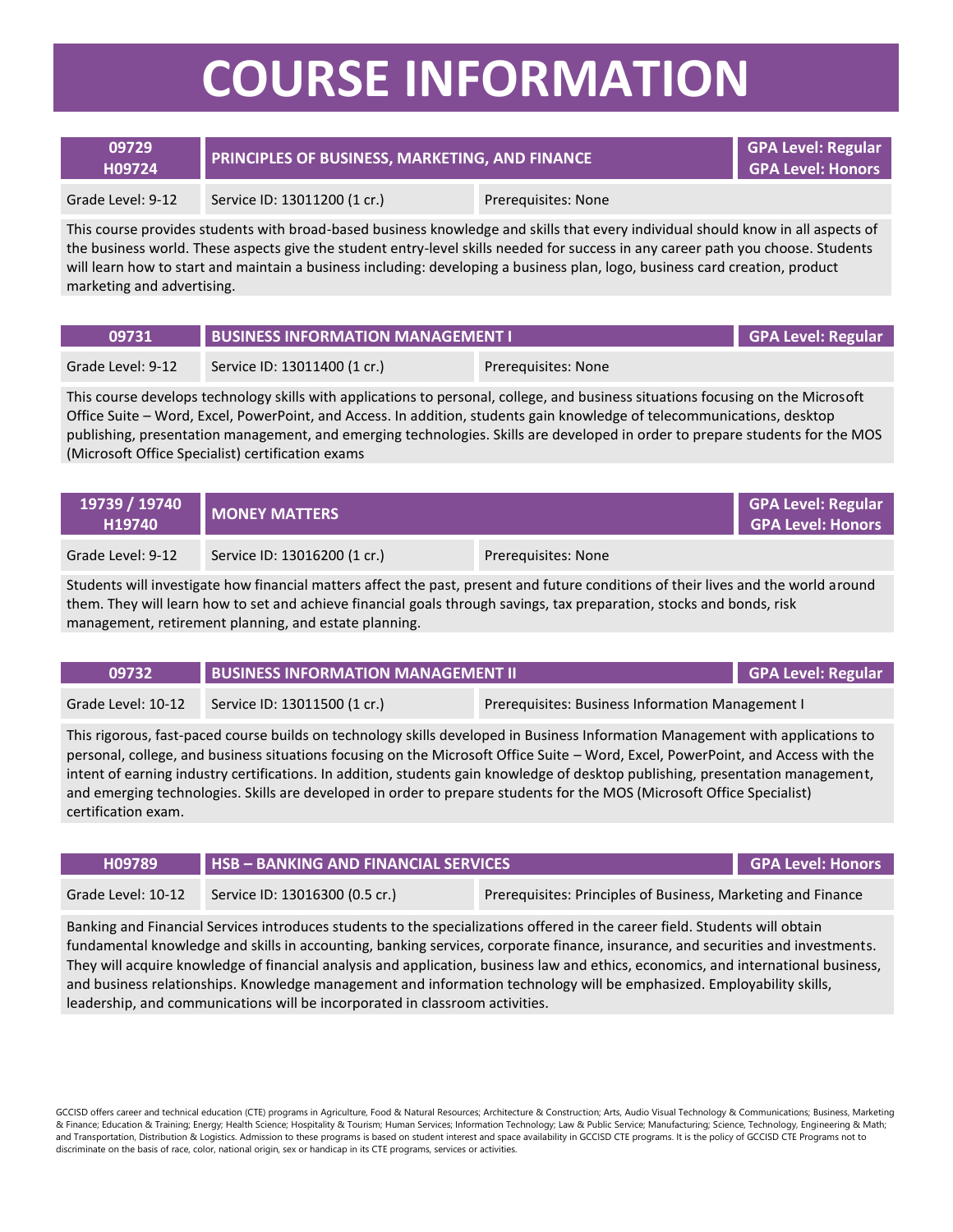# COURSE INFORMATION

| 09729<br>H09724 | PRINCIPLES OF BUSINESS, MARKETING, AND FINANCE | GPA Level: Regular<br>GPA Level: Honors |
|---|---|---|
| Grade Level: 9-12 | Service ID: 13011200 (1 cr.) | Prerequisites: None |

This course provides students with broad-based business knowledge and skills that every individual should know in all aspects of the business world. These aspects give the student entry-level skills needed for success in any career path you choose. Students will learn how to start and maintain a business including: developing a business plan, logo, business card creation, product marketing and advertising.

| 09731 | BUSINESS INFORMATION MANAGEMENT I | GPA Level: Regular |
|---|---|---|
| Grade Level: 9-12 | Service ID: 13011400 (1 cr.) | Prerequisites: None |

This course develops technology skills with applications to personal, college, and business situations focusing on the Microsoft Office Suite – Word, Excel, PowerPoint, and Access. In addition, students gain knowledge of telecommunications, desktop publishing, presentation management, and emerging technologies. Skills are developed in order to prepare students for the MOS (Microsoft Office Specialist) certification exams

| 19739 / 19740<br>H19740 | MONEY MATTERS | GPA Level: Regular<br>GPA Level: Honors |
|---|---|---|
| Grade Level: 9-12 | Service ID: 13016200 (1 cr.) | Prerequisites: None |

Students will investigate how financial matters affect the past, present and future conditions of their lives and the world around them. They will learn how to set and achieve financial goals through savings, tax preparation, stocks and bonds, risk management, retirement planning, and estate planning.

| 09732 | BUSINESS INFORMATION MANAGEMENT II | GPA Level: Regular |
|---|---|---|
| Grade Level: 10-12 | Service ID: 13011500 (1 cr.) | Prerequisites: Business Information Management I |

This rigorous, fast-paced course builds on technology skills developed in Business Information Management with applications to personal, college, and business situations focusing on the Microsoft Office Suite – Word, Excel, PowerPoint, and Access with the intent of earning industry certifications. In addition, students gain knowledge of desktop publishing, presentation management, and emerging technologies. Skills are developed in order to prepare students for the MOS (Microsoft Office Specialist) certification exam.

| H09789 | HSB – BANKING AND FINANCIAL SERVICES | GPA Level: Honors |
|---|---|---|
| Grade Level: 10-12 | Service ID: 13016300 (0.5 cr.) | Prerequisites: Principles of Business, Marketing and Finance |

Banking and Financial Services introduces students to the specializations offered in the career field. Students will obtain fundamental knowledge and skills in accounting, banking services, corporate finance, insurance, and securities and investments. They will acquire knowledge of financial analysis and application, business law and ethics, economics, and international business, and business relationships. Knowledge management and information technology will be emphasized. Employability skills, leadership, and communications will be incorporated in classroom activities.

GCCISD offers career and technical education (CTE) programs in Agriculture, Food & Natural Resources; Architecture & Construction; Arts, Audio Visual Technology & Communications; Business, Marketing & Finance; Education & Training; Energy; Health Science; Hospitality & Tourism; Human Services; Information Technology; Law & Public Service; Manufacturing; Science, Technology, Engineering & Math; and Transportation, Distribution & Logistics. Admission to these programs is based on student interest and space availability in GCCISD CTE programs. It is the policy of GCCISD CTE Programs not to discriminate on the basis of race, color, national origin, sex or handicap in its CTE programs, services or activities.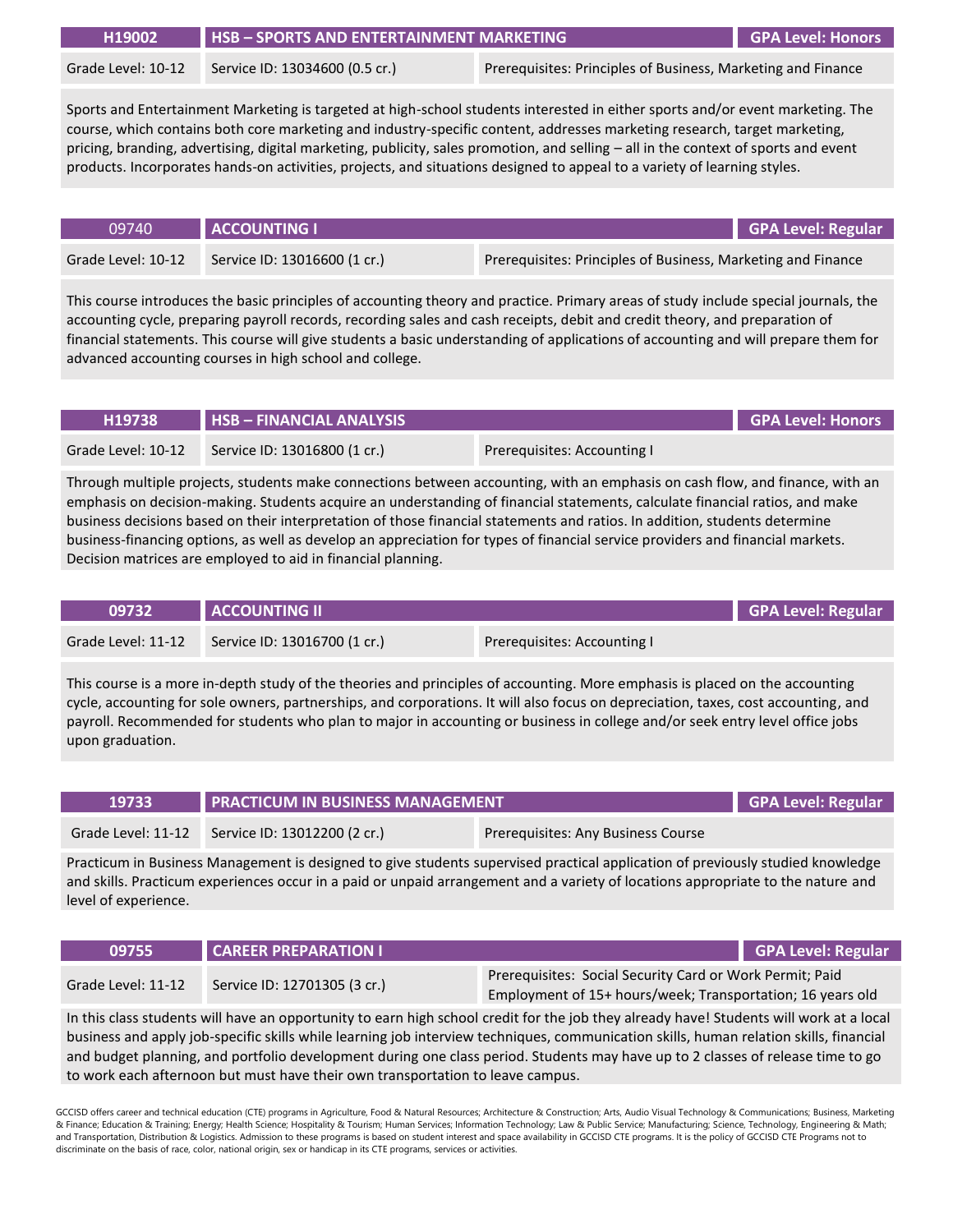| H19002 | HSB – SPORTS AND ENTERTAINMENT MARKETING | GPA Level: Honors |
|---|---|---|
| Grade Level: 10-12 | Service ID: 13034600 (0.5 cr.) | Prerequisites: Principles of Business, Marketing and Finance |

Sports and Entertainment Marketing is targeted at high-school students interested in either sports and/or event marketing. The course, which contains both core marketing and industry-specific content, addresses marketing research, target marketing, pricing, branding, advertising, digital marketing, publicity, sales promotion, and selling – all in the context of sports and event products. Incorporates hands-on activities, projects, and situations designed to appeal to a variety of learning styles.

| 09740 | ACCOUNTING I | GPA Level: Regular |
|---|---|---|
| Grade Level: 10-12 | Service ID: 13016600 (1 cr.) | Prerequisites: Principles of Business, Marketing and Finance |

This course introduces the basic principles of accounting theory and practice. Primary areas of study include special journals, the accounting cycle, preparing payroll records, recording sales and cash receipts, debit and credit theory, and preparation of financial statements. This course will give students a basic understanding of applications of accounting and will prepare them for advanced accounting courses in high school and college.

| H19738 | HSB – FINANCIAL ANALYSIS | GPA Level: Honors |
|---|---|---|
| Grade Level: 10-12 | Service ID: 13016800 (1 cr.) | Prerequisites: Accounting I |

Through multiple projects, students make connections between accounting, with an emphasis on cash flow, and finance, with an emphasis on decision-making. Students acquire an understanding of financial statements, calculate financial ratios, and make business decisions based on their interpretation of those financial statements and ratios. In addition, students determine business-financing options, as well as develop an appreciation for types of financial service providers and financial markets. Decision matrices are employed to aid in financial planning.

| 09732 | ACCOUNTING II | GPA Level: Regular |
|---|---|---|
| Grade Level: 11-12 | Service ID: 13016700 (1 cr.) | Prerequisites: Accounting I |

This course is a more in-depth study of the theories and principles of accounting. More emphasis is placed on the accounting cycle, accounting for sole owners, partnerships, and corporations. It will also focus on depreciation, taxes, cost accounting, and payroll. Recommended for students who plan to major in accounting or business in college and/or seek entry level office jobs upon graduation.

| 19733 | PRACTICUM IN BUSINESS MANAGEMENT | GPA Level: Regular |
|---|---|---|
| Grade Level: 11-12 | Service ID: 13012200 (2 cr.) | Prerequisites: Any Business Course |

Practicum in Business Management is designed to give students supervised practical application of previously studied knowledge and skills. Practicum experiences occur in a paid or unpaid arrangement and a variety of locations appropriate to the nature and level of experience.

| 09755 | CAREER PREPARATION I | GPA Level: Regular |
|---|---|---|
| Grade Level: 11-12 | Service ID: 12701305 (3 cr.) | Prerequisites: Social Security Card or Work Permit; Paid Employment of 15+ hours/week; Transportation; 16 years old |

In this class students will have an opportunity to earn high school credit for the job they already have! Students will work at a local business and apply job-specific skills while learning job interview techniques, communication skills, human relation skills, financial and budget planning, and portfolio development during one class period. Students may have up to 2 classes of release time to go to work each afternoon but must have their own transportation to leave campus.

GCCISD offers career and technical education (CTE) programs in Agriculture, Food & Natural Resources; Architecture & Construction; Arts, Audio Visual Technology & Communications; Business, Marketing & Finance; Education & Training; Energy; Health Science; Hospitality & Tourism; Human Services; Information Technology; Law & Public Service; Manufacturing; Science, Technology, Engineering & Math; and Transportation, Distribution & Logistics. Admission to these programs is based on student interest and space availability in GCCISD CTE programs. It is the policy of GCCISD CTE Programs not to discriminate on the basis of race, color, national origin, sex or handicap in its CTE programs, services or activities.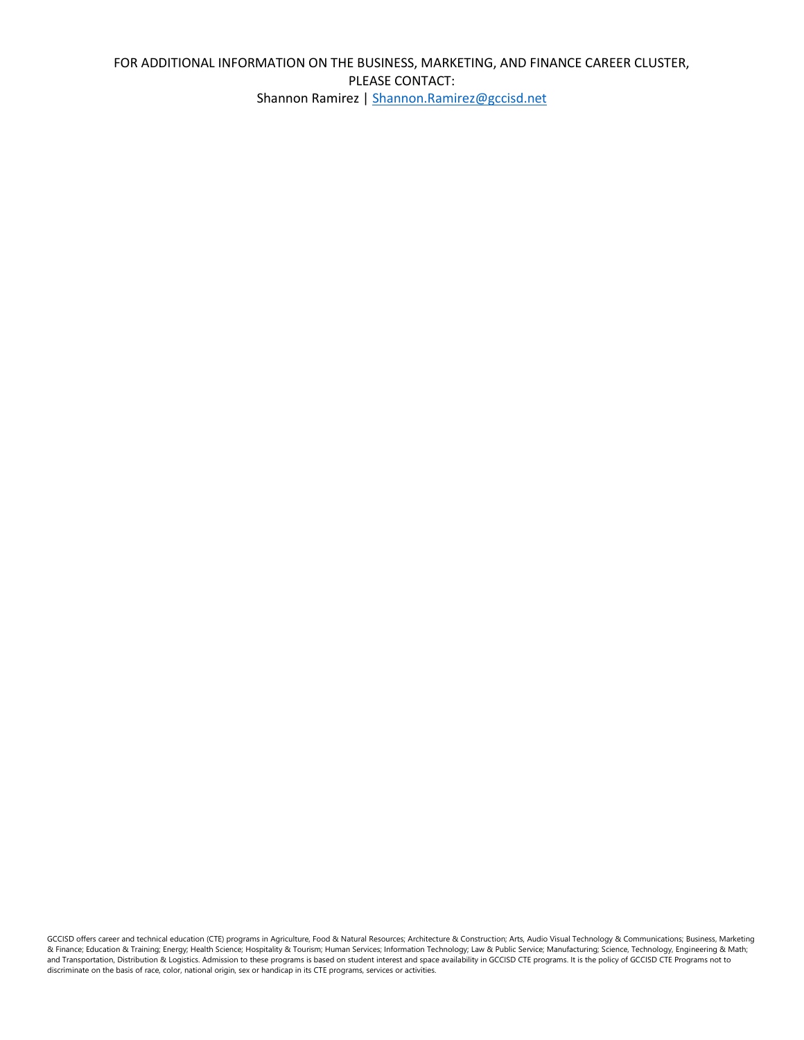FOR ADDITIONAL INFORMATION ON THE BUSINESS, MARKETING, AND FINANCE CAREER CLUSTER, PLEASE CONTACT:

Shannon Ramirez | Shannon.Ramirez@gccisd.net

GCCISD offers career and technical education (CTE) programs in Agriculture, Food & Natural Resources; Architecture & Construction; Arts, Audio Visual Technology & Communications; Business, Marketing & Finance; Education & Training; Energy; Health Science; Hospitality & Tourism; Human Services; Information Technology; Law & Public Service; Manufacturing; Science, Technology, Engineering & Math; and Transportation, Distribution & Logistics. Admission to these programs is based on student interest and space availability in GCCISD CTE programs. It is the policy of GCCISD CTE Programs not to discriminate on the basis of race, color, national origin, sex or handicap in its CTE programs, services or activities.